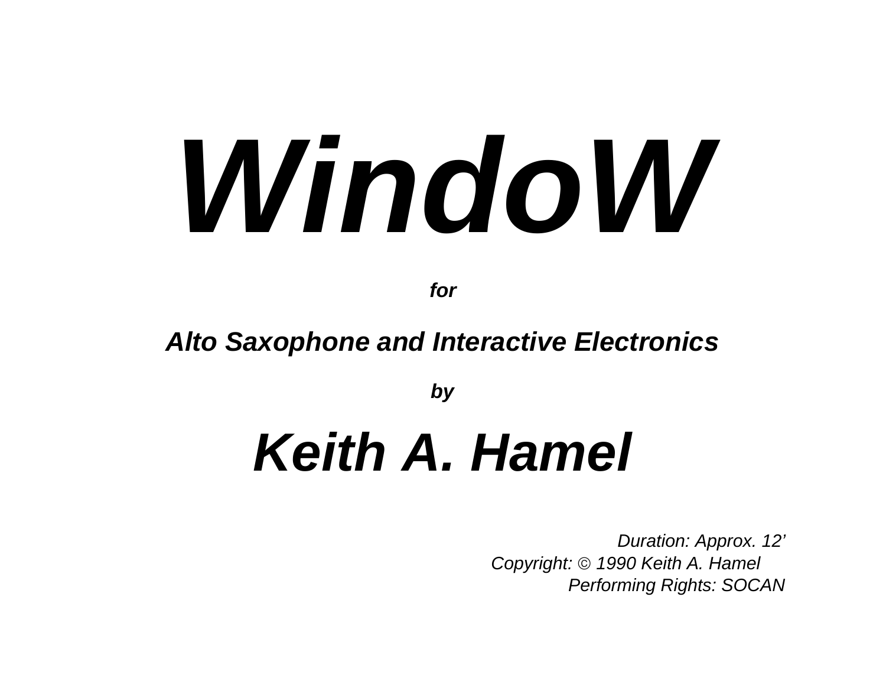# *WindoW*

***for***

***Alto Saxophone and Interactive Electronics***

***by***

# *Keith A. Hamel*

*Duration: Approx. 12'*
*Copyright: © 1990 Keith A. Hamel*
*Performing Rights: SOCAN*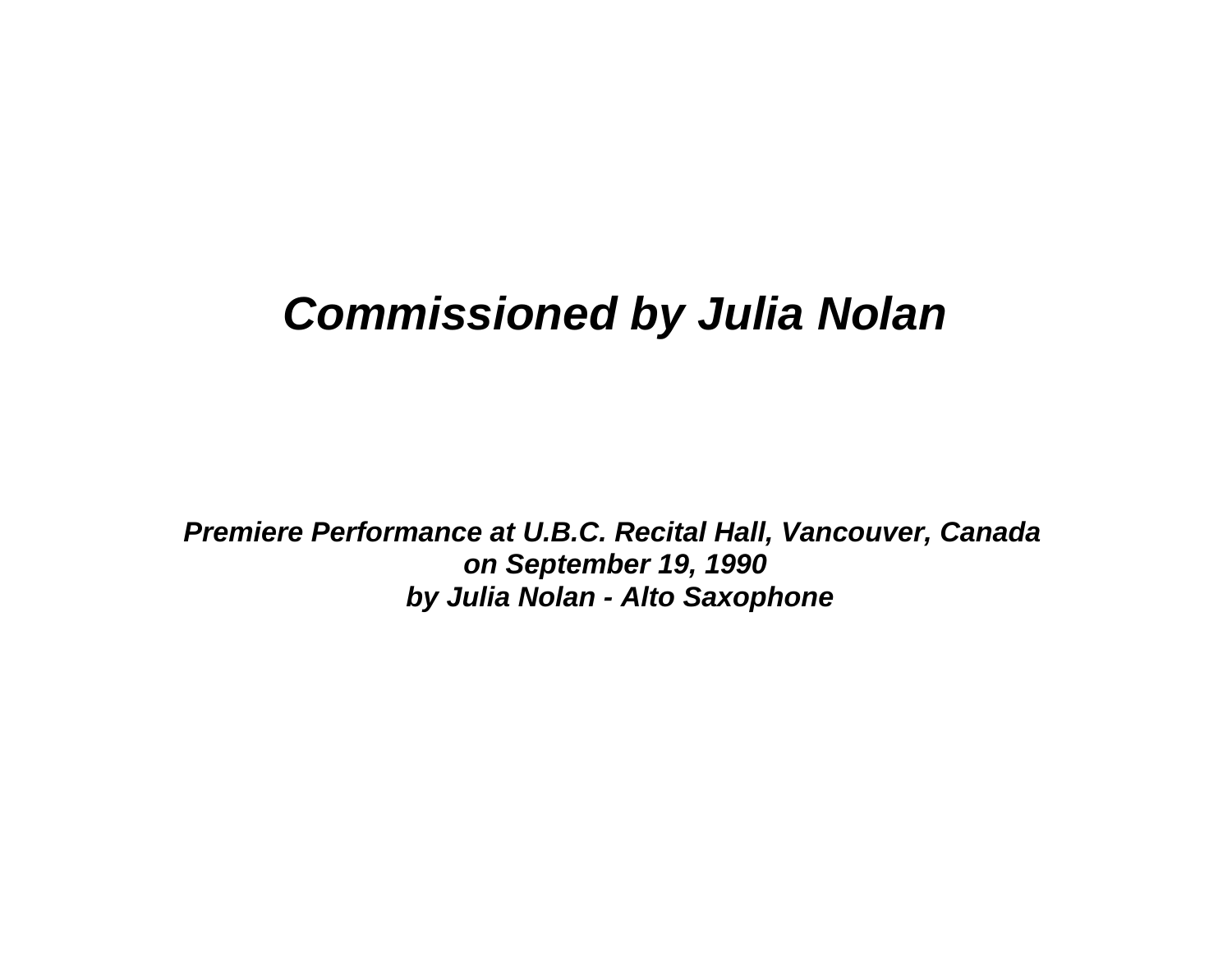***Commissioned by Julia Nolan***

***Premiere Performance at U.B.C. Recital Hall, Vancouver, Canada***
***on September 19, 1990***
***by Julia Nolan - Alto Saxophone***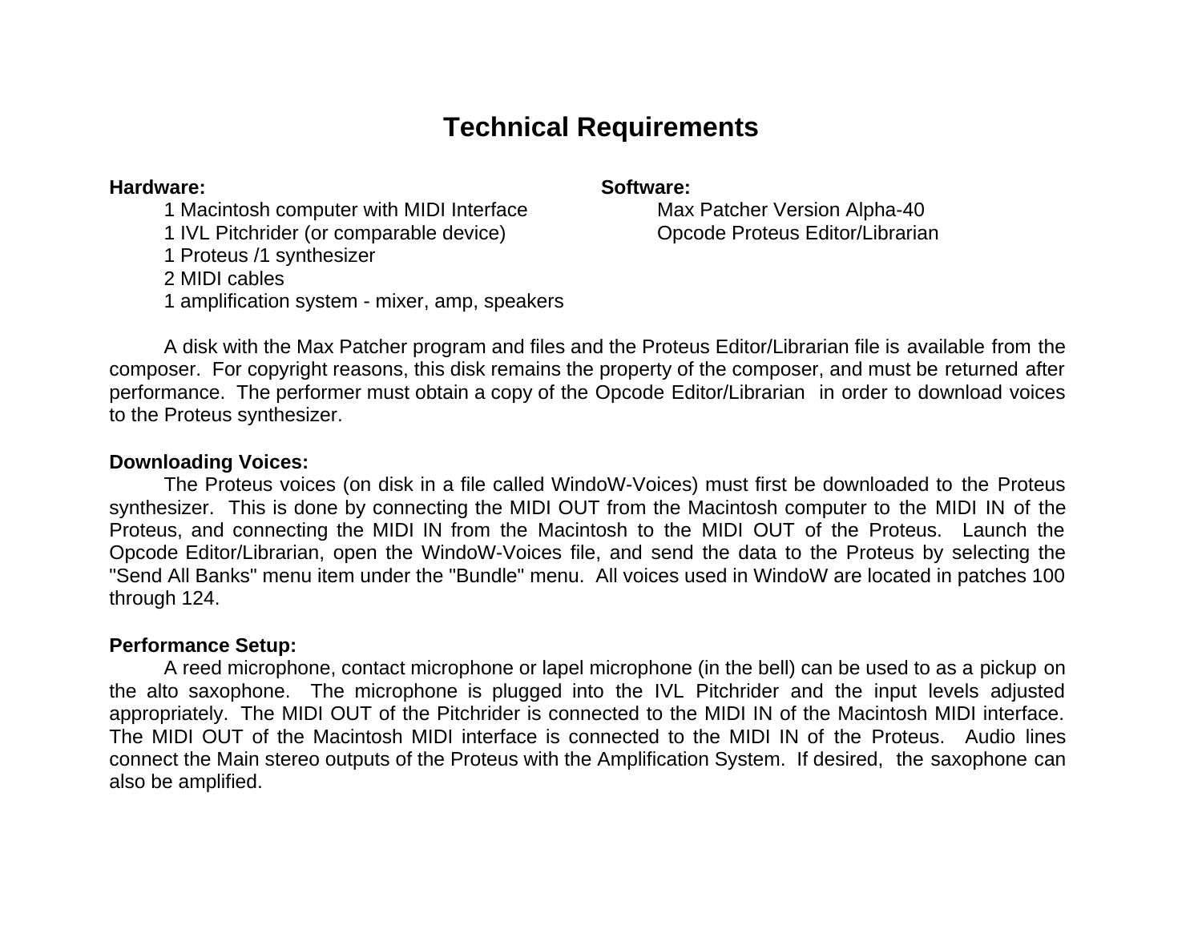# Technical Requirements

**Hardware:**

- 1 Macintosh computer with MIDI Interface
- 1 IVL Pitchrider (or comparable device)
- 1 Proteus /1 synthesizer
- 2 MIDI cables
- 1 amplification system - mixer, amp, speakers

**Software:**

- Max Patcher Version Alpha-40
- Opcode Proteus Editor/Librarian

A disk with the Max Patcher program and files and the Proteus Editor/Librarian file is available from the composer. For copyright reasons, this disk remains the property of the composer, and must be returned after performance. The performer must obtain a copy of the Opcode Editor/Librarian in order to download voices to the Proteus synthesizer.

**Downloading Voices:**

The Proteus voices (on disk in a file called WindoW-Voices) must first be downloaded to the Proteus synthesizer. This is done by connecting the MIDI OUT from the Macintosh computer to the MIDI IN of the Proteus, and connecting the MIDI IN from the Macintosh to the MIDI OUT of the Proteus. Launch the Opcode Editor/Librarian, open the WindoW-Voices file, and send the data to the Proteus by selecting the "Send All Banks" menu item under the "Bundle" menu. All voices used in WindoW are located in patches 100 through 124.

**Performance Setup:**

A reed microphone, contact microphone or lapel microphone (in the bell) can be used to as a pickup on the alto saxophone. The microphone is plugged into the IVL Pitchrider and the input levels adjusted appropriately. The MIDI OUT of the Pitchrider is connected to the MIDI IN of the Macintosh MIDI interface. The MIDI OUT of the Macintosh MIDI interface is connected to the MIDI IN of the Proteus. Audio lines connect the Main stereo outputs of the Proteus with the Amplification System. If desired, the saxophone can also be amplified.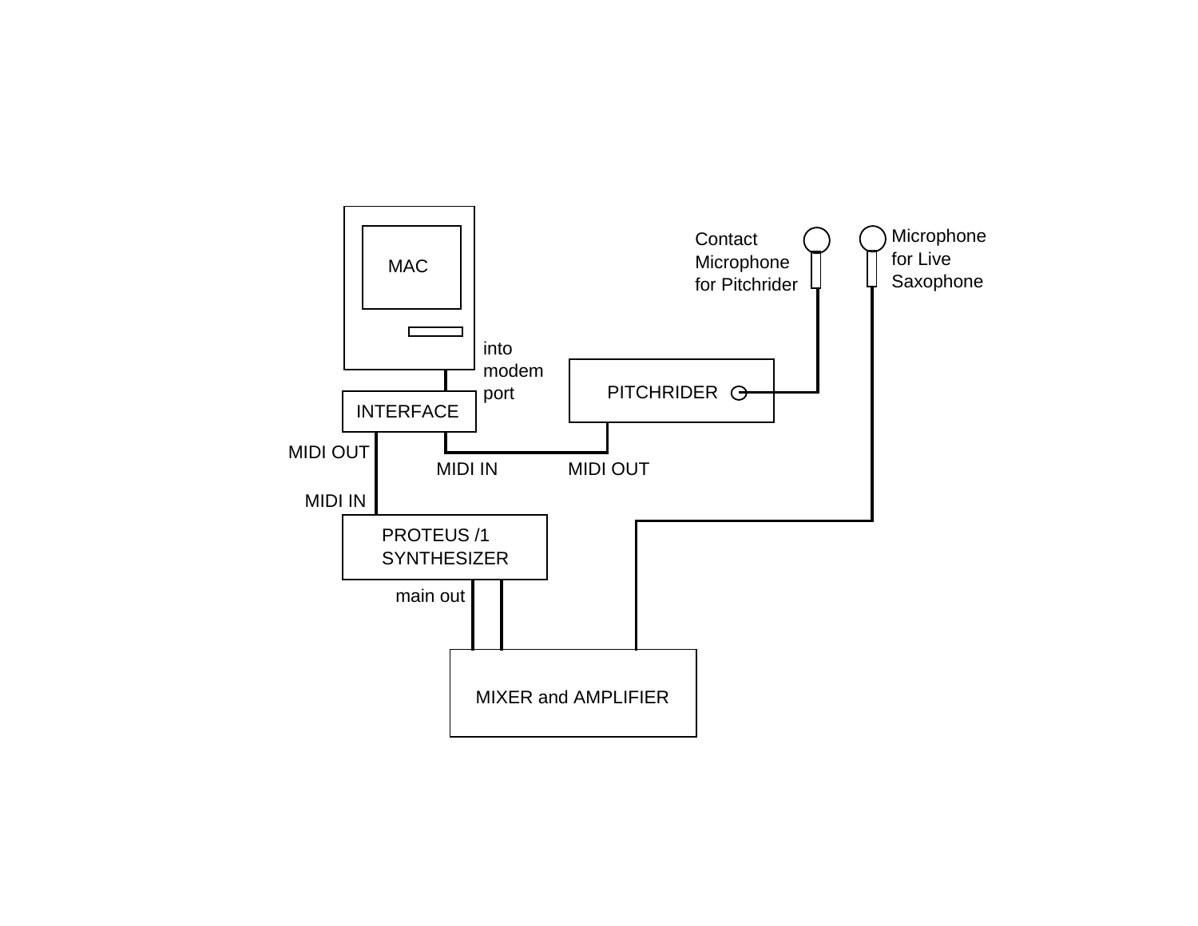MAC

into
modem
port

Contact
Microphone
for Pitchrider

Microphone
for Live
Saxophone

INTERFACE

PITCHRIDER

MIDI OUT

MIDI IN

MIDI OUT

MIDI IN

PROTEUS /1
SYNTHESIZER

main out

MIXER and AMPLIFIER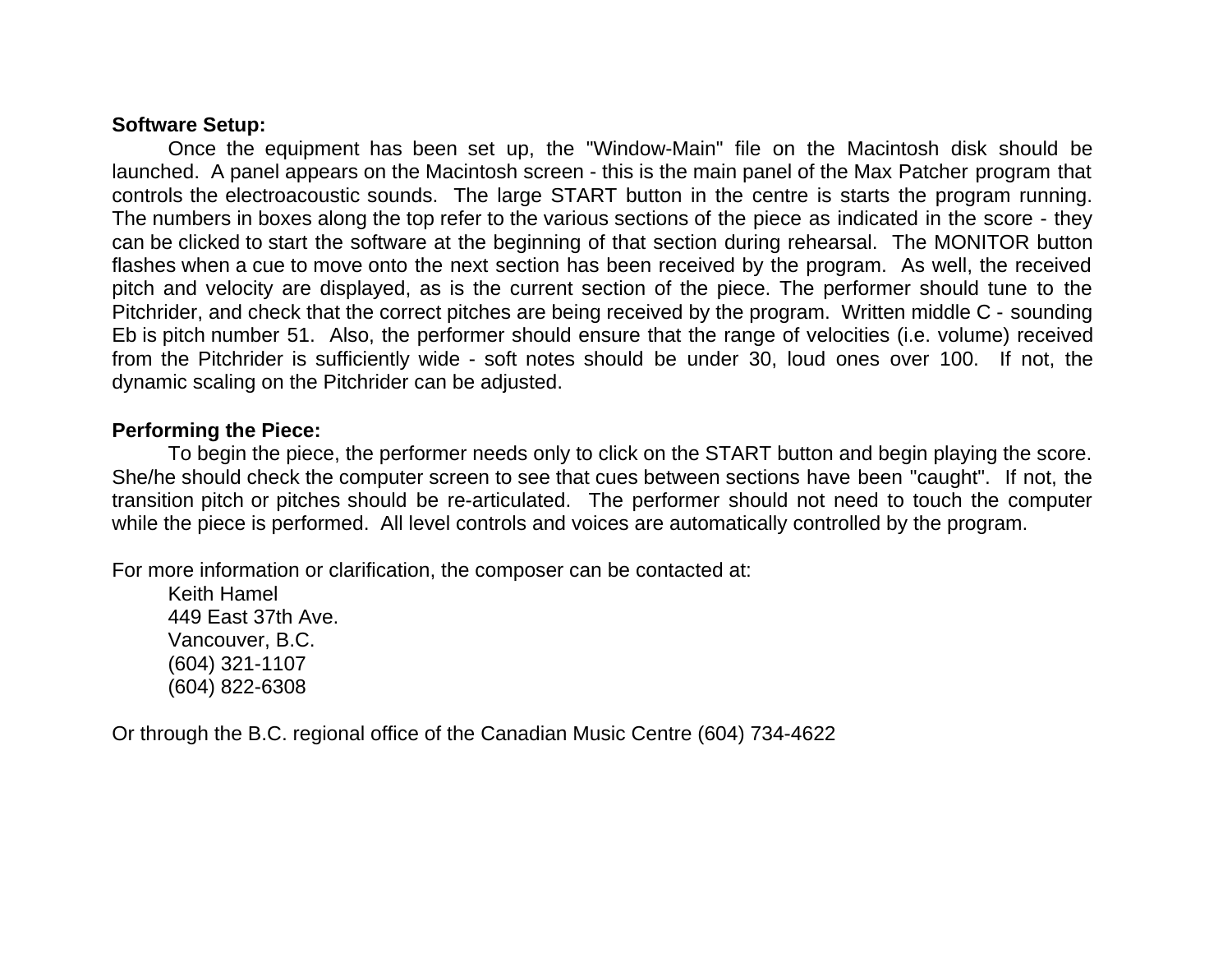**Software Setup:**

Once the equipment has been set up, the "Window-Main" file on the Macintosh disk should be launched. A panel appears on the Macintosh screen - this is the main panel of the Max Patcher program that controls the electroacoustic sounds. The large START button in the centre is starts the program running. The numbers in boxes along the top refer to the various sections of the piece as indicated in the score - they can be clicked to start the software at the beginning of that section during rehearsal. The MONITOR button flashes when a cue to move onto the next section has been received by the program. As well, the received pitch and velocity are displayed, as is the current section of the piece. The performer should tune to the Pitchrider, and check that the correct pitches are being received by the program. Written middle C - sounding Eb is pitch number 51. Also, the performer should ensure that the range of velocities (i.e. volume) received from the Pitchrider is sufficiently wide - soft notes should be under 30, loud ones over 100. If not, the dynamic scaling on the Pitchrider can be adjusted.

**Performing the Piece:**

To begin the piece, the performer needs only to click on the START button and begin playing the score. She/he should check the computer screen to see that cues between sections have been "caught". If not, the transition pitch or pitches should be re-articulated. The performer should not need to touch the computer while the piece is performed. All level controls and voices are automatically controlled by the program.

For more information or clarification, the composer can be contacted at:

Keith Hamel
449 East 37th Ave.
Vancouver, B.C.
(604) 321-1107
(604) 822-6308

Or through the B.C. regional office of the Canadian Music Centre (604) 734-4622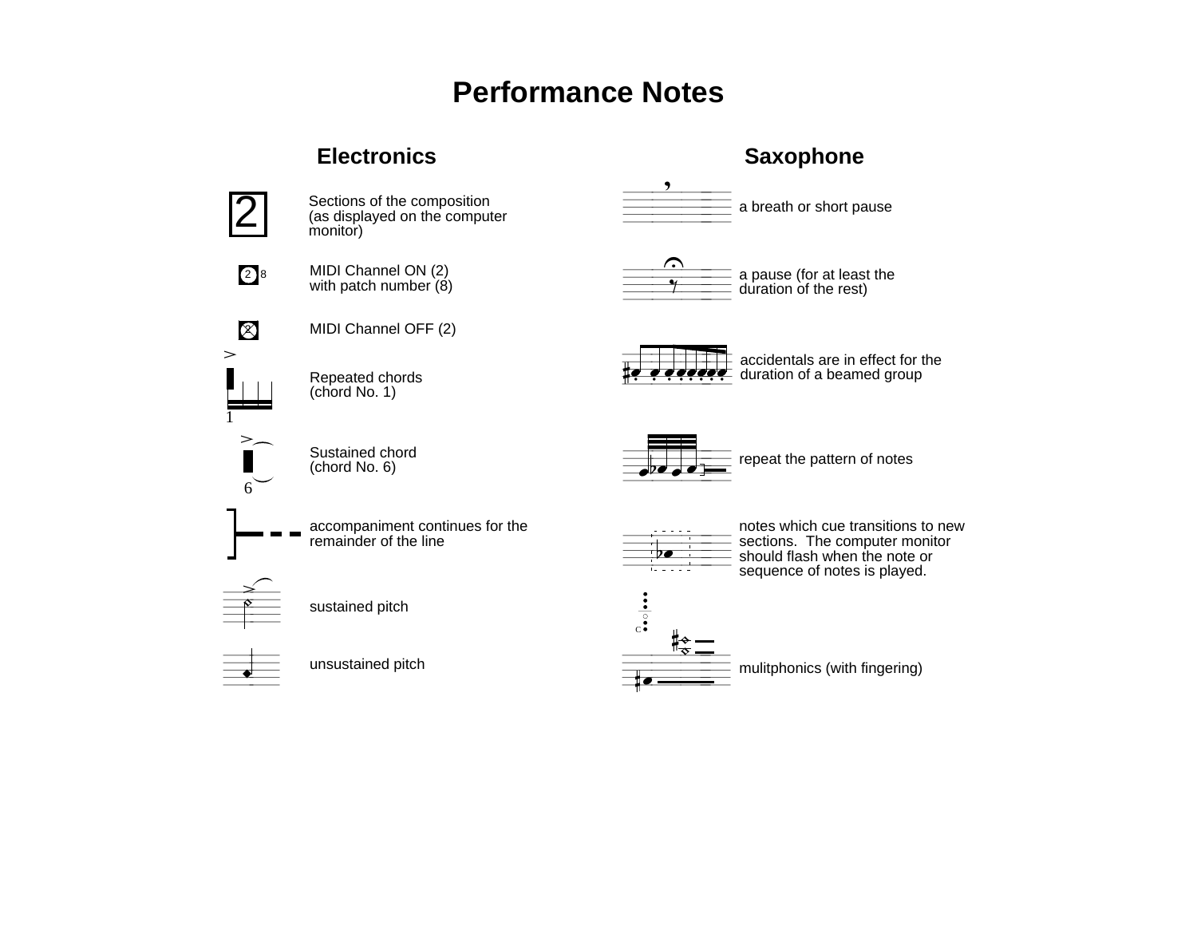# Performance Notes

## Electronics

2 — Sections of the composition (as displayed on the computer monitor)

2 8 — MIDI Channel ON (2) with patch number (8)

2 — MIDI Channel OFF (2)

1 — Repeated chords (chord No. 1)

6 — Sustained chord (chord No. 6)

accompaniment continues for the remainder of the line

sustained pitch

unsustained pitch

## Saxophone

a breath or short pause

a pause (for at least the duration of the rest)

accidentals are in effect for the duration of a beamed group

repeat the pattern of notes

notes which cue transitions to new sections. The computer monitor should flash when the note or sequence of notes is played.

mulitphonics (with fingering)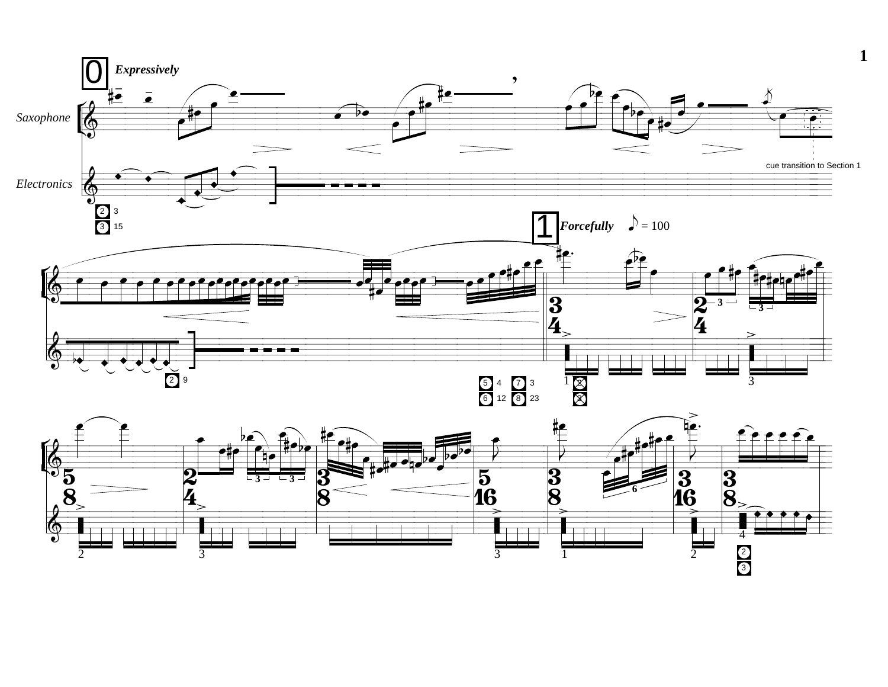0 *Expressively*

Saxophone

Electronics

cue transition to Section 1

1 *Forcefully* ♪ = 100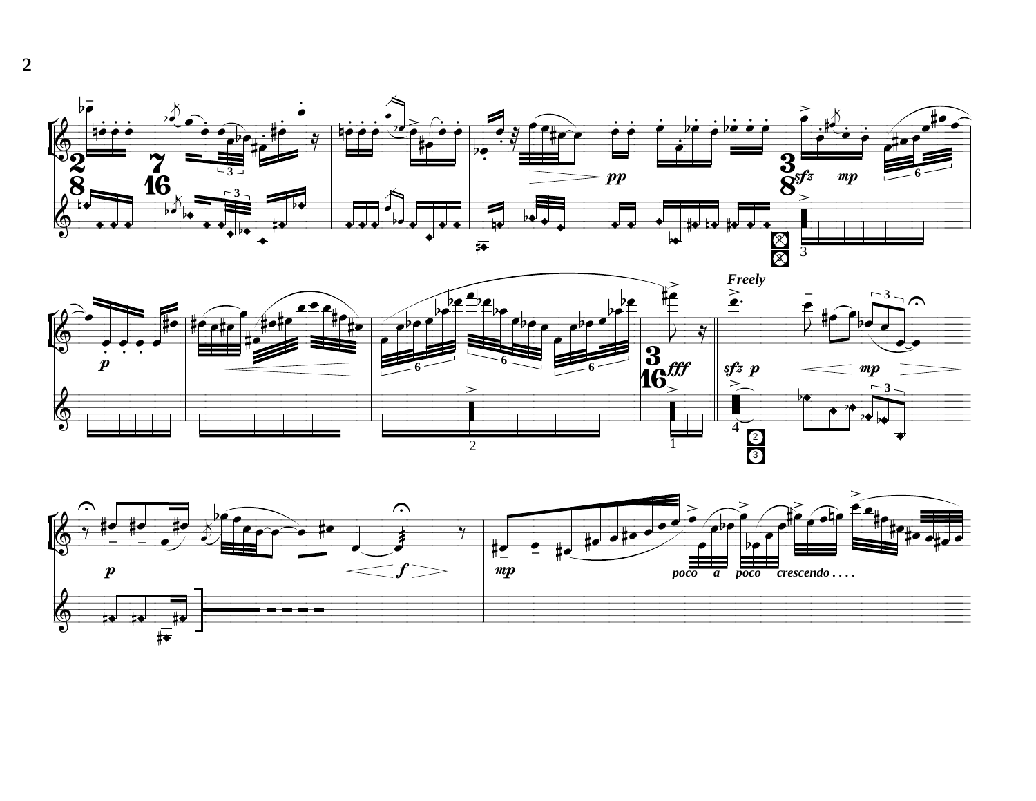*Freely*

*poco a poco crescendo . . . .*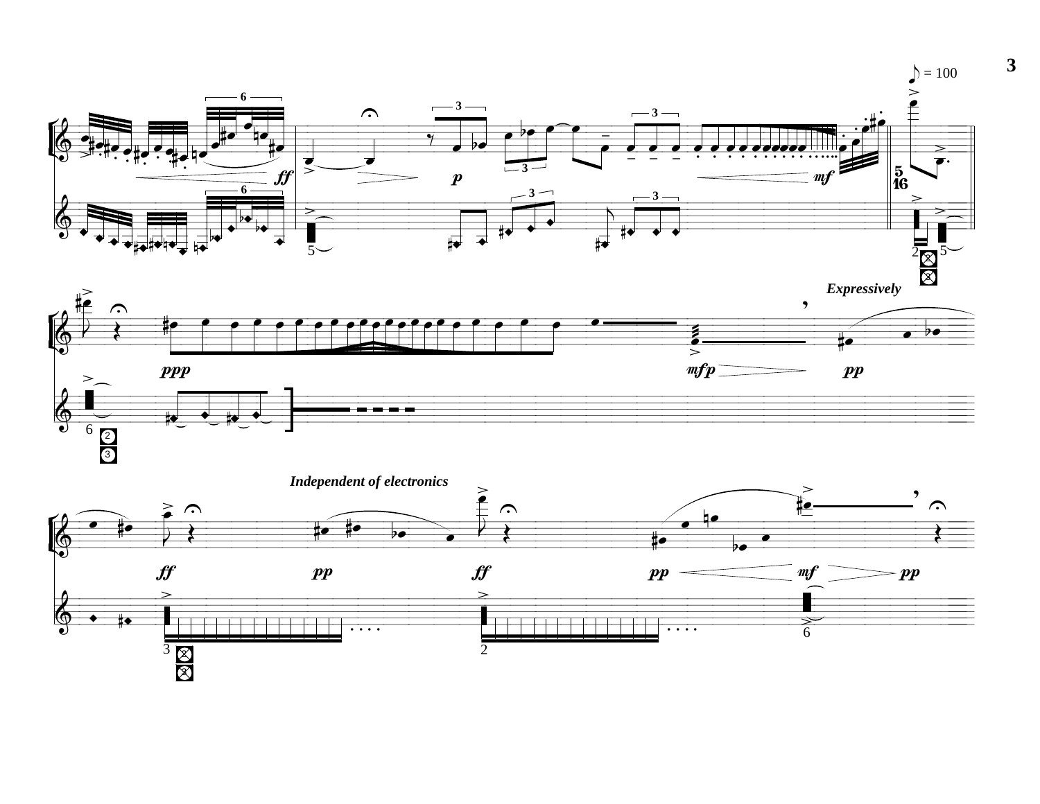♪ = 100

*Expressively*

*Independent of electronics*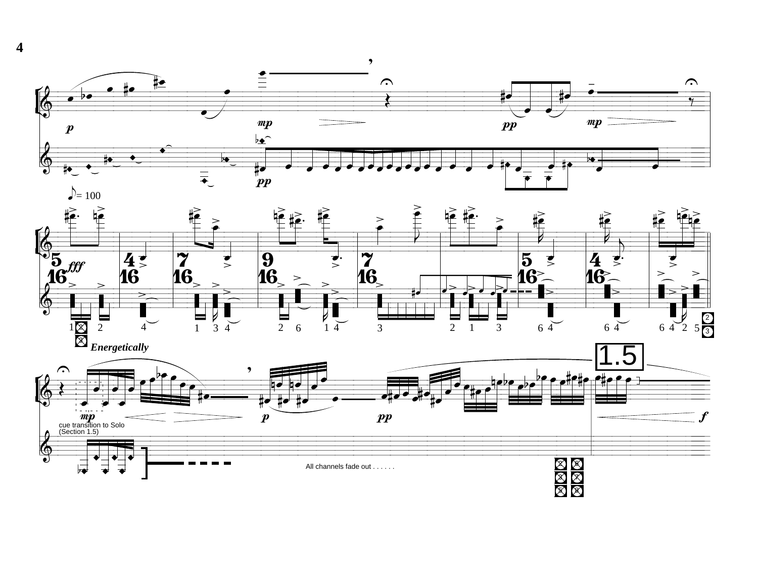♪ = 100

*Energetically*

1.5

cue transition to Solo (Section 1.5)

All channels fade out . . . . . .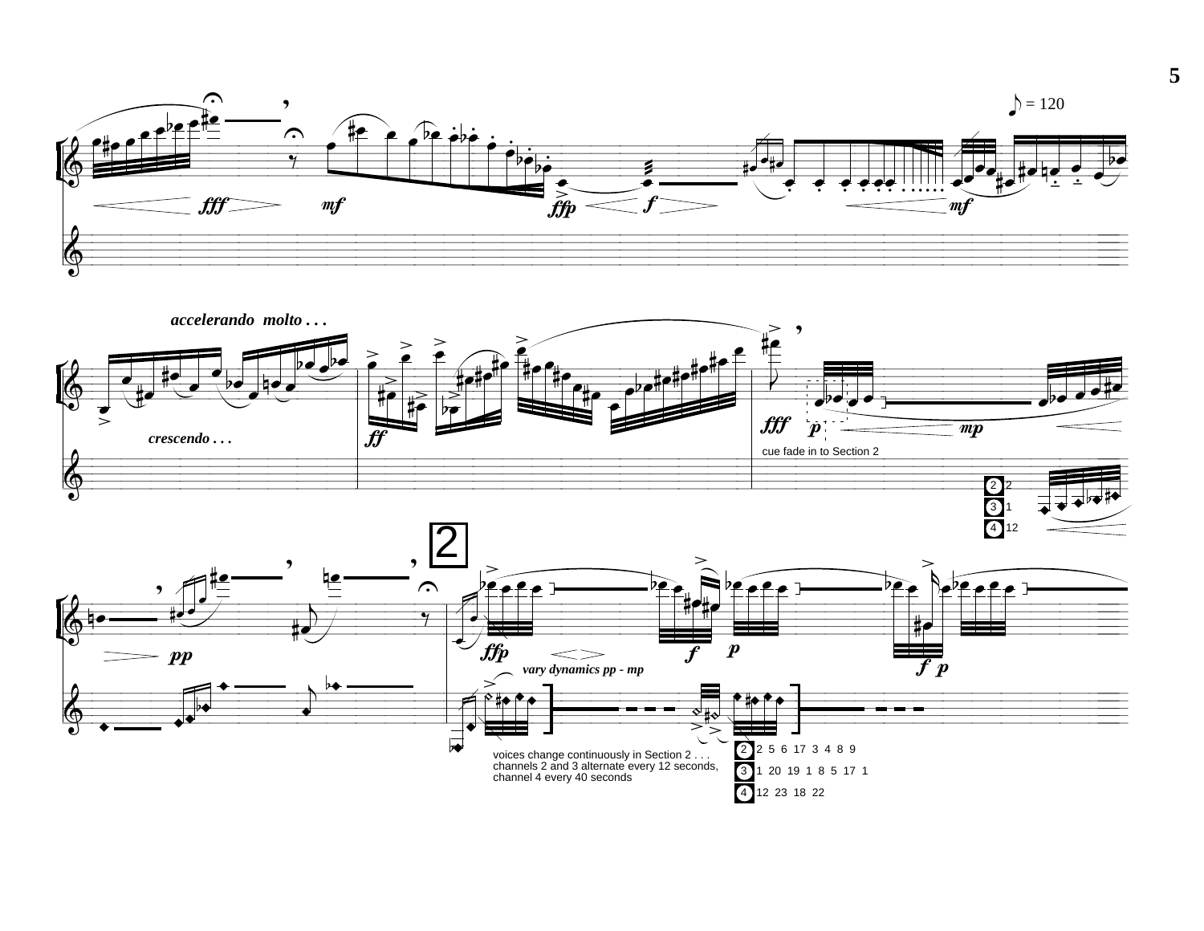♪ = 120

*accelerando molto . . .*

*crescendo . . .*

cue fade in to Section 2

2 2
3 1
4 12

2

*vary dynamics pp - mp*

voices change continuously in Section 2 . . .
channels 2 and 3 alternate every 12 seconds,
channel 4 every 40 seconds

2 2 5 6 17 3 4 8 9
3 1 20 19 1 8 5 17 1
4 12 23 18 22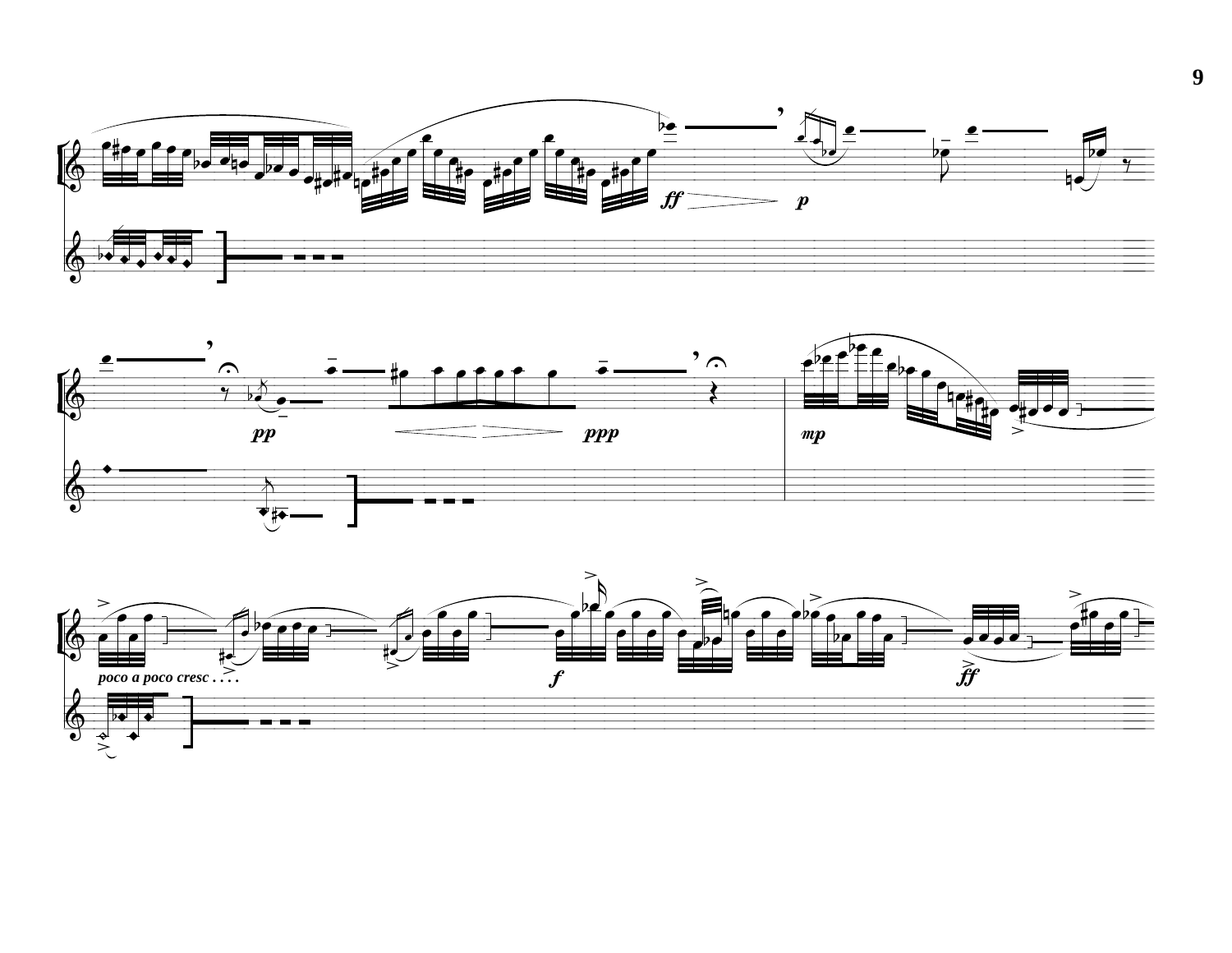*poco a poco cresc . . . .*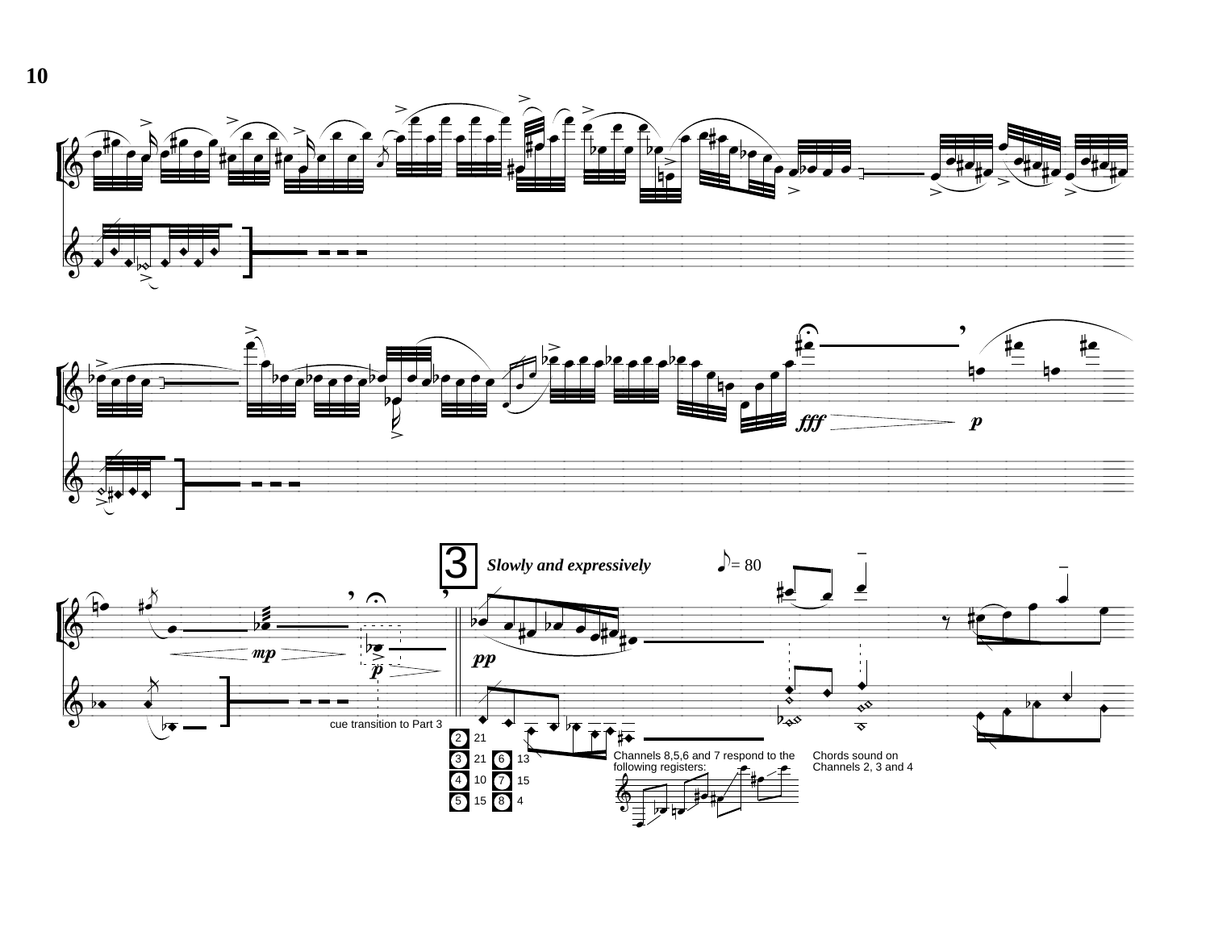3

*Slowly and expressively* ♪ = 80

cue transition to Part 3

| | | | |
|---|---|---|---|
| 2 | 21 | | |
| 3 | 21 | 6 | 13 |
| 4 | 10 | 7 | 15 |
| 5 | 15 | 8 | 4 |

Channels 8,5,6 and 7 respond to the following registers:

Chords sound on Channels 2, 3 and 4